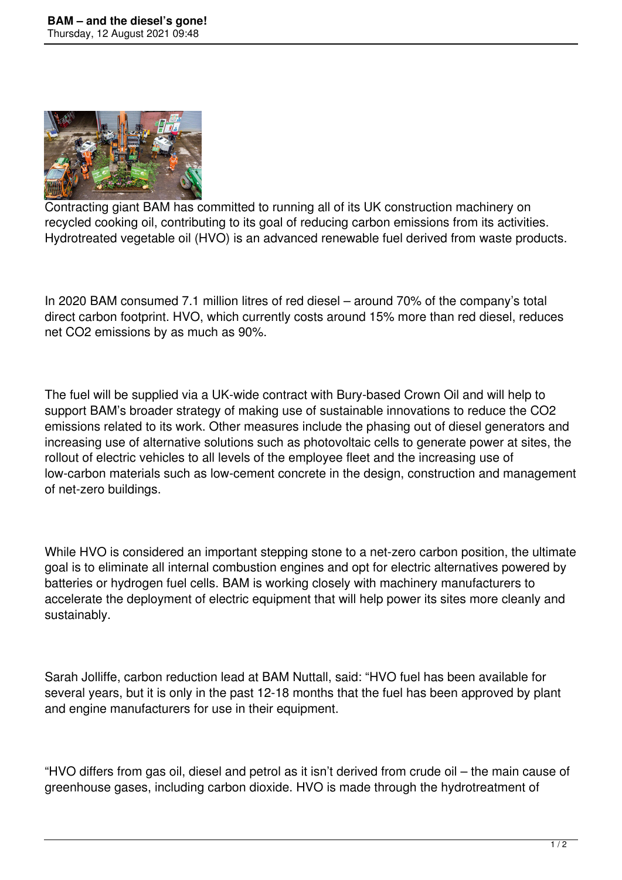# BAM – and the diesel's gone!

Thursday, 12 August 2021 09:48

Contracting giant BAM has committed to running all of its UK construction machinery on recycled cooking oil, contributing to its goal of reducing carbon emissions from its activities. Hydrotreated vegetable oil (HVO) is an advanced renewable fuel derived from waste products.

In 2020 BAM consumed 7.1 million litres of red diesel – around 70% of the company's total direct carbon footprint. HVO, which currently costs around 15% more than red diesel, reduces net $CO_2$ emissions by as much as 90%.

The fuel will be supplied via a UK-wide contract with Bury-based Crown Oil and will help to support BAM's broader strategy of making use of sustainable innovations to reduce the $CO_2$ emissions related to its work. Other measures include the phasing out of diesel generators and increasing use of alternative solutions such as photovoltaic cells to generate power at sites, the rollout of electric vehicles to all levels of the employee fleet and the increasing use of low-carbon materials such as low-cement concrete in the design, construction and management of net-zero buildings.

While HVO is considered an important stepping stone to a net-zero carbon position, the ultimate goal is to eliminate all internal combustion engines and opt for electric alternatives powered by batteries or hydrogen fuel cells. BAM is working closely with machinery manufacturers to accelerate the deployment of electric equipment that will help power its sites more cleanly and sustainably.

Sarah Jolliffe, carbon reduction lead at BAM Nuttall, said: "HVO fuel has been available for several years, but it is only in the past 12-18 months that the fuel has been approved by plant and engine manufacturers for use in their equipment.

"HVO differs from gas oil, diesel and petrol as it isn't derived from crude oil – the main cause of greenhouse gases, including carbon dioxide. HVO is made through the hydrotreatment of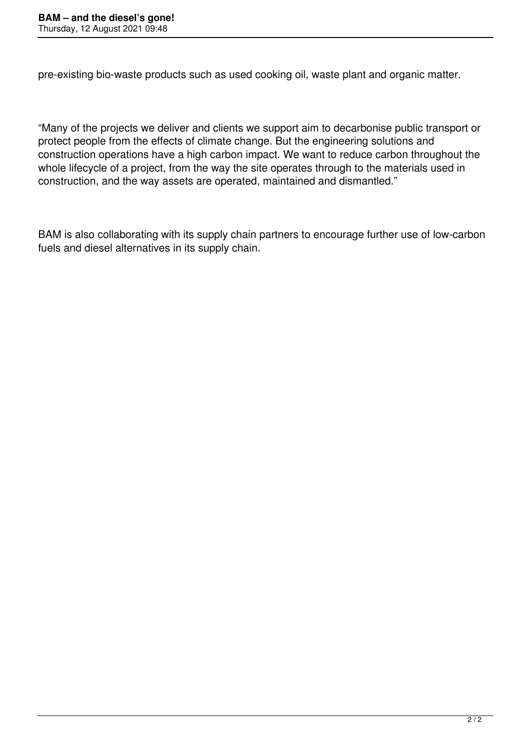pre-existing bio-waste products such as used cooking oil, waste plant and organic matter.

“Many of the projects we deliver and clients we support aim to decarbonise public transport or protect people from the effects of climate change. But the engineering solutions and construction operations have a high carbon impact. We want to reduce carbon throughout the whole lifecycle of a project, from the way the site operates through to the materials used in construction, and the way assets are operated, maintained and dismantled.”

BAM is also collaborating with its supply chain partners to encourage further use of low-carbon fuels and diesel alternatives in its supply chain.